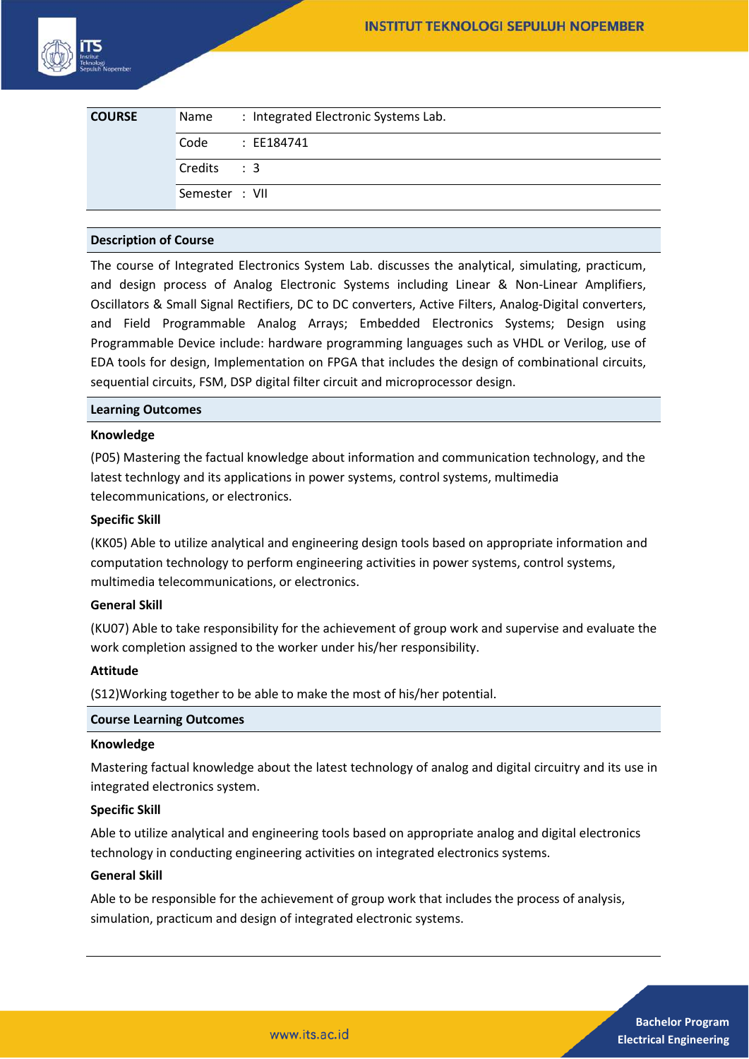| COURSE | Name | : Integrated Electronic Systems Lab. |
|---|---|---|
| | Code | : EE184741 |
| | Credits | : 3 |
| | Semester | : VII |

## Description of Course

The course of Integrated Electronics System Lab. discusses the analytical, simulating, practicum, and design process of Analog Electronic Systems including Linear & Non-Linear Amplifiers, Oscillators & Small Signal Rectifiers, DC to DC converters, Active Filters, Analog-Digital converters, and Field Programmable Analog Arrays; Embedded Electronics Systems; Design using Programmable Device include: hardware programming languages such as VHDL or Verilog, use of EDA tools for design, Implementation on FPGA that includes the design of combinational circuits, sequential circuits, FSM, DSP digital filter circuit and microprocessor design.

## Learning Outcomes

**Knowledge**

(P05) Mastering the factual knowledge about information and communication technology, and the latest technlogy and its applications in power systems, control systems, multimedia telecommunications, or electronics.

**Specific Skill**

(KK05) Able to utilize analytical and engineering design tools based on appropriate information and computation technology to perform engineering activities in power systems, control systems, multimedia telecommunications, or electronics.

**General Skill**

(KU07) Able to take responsibility for the achievement of group work and supervise and evaluate the work completion assigned to the worker under his/her responsibility.

**Attitude**

(S12)Working together to be able to make the most of his/her potential.

## Course Learning Outcomes

**Knowledge**

Mastering factual knowledge about the latest technology of analog and digital circuitry and its use in integrated electronics system.

**Specific Skill**

Able to utilize analytical and engineering tools based on appropriate analog and digital electronics technology in conducting engineering activities on integrated electronics systems.

**General Skill**

Able to be responsible for the achievement of group work that includes the process of analysis, simulation, practicum and design of integrated electronic systems.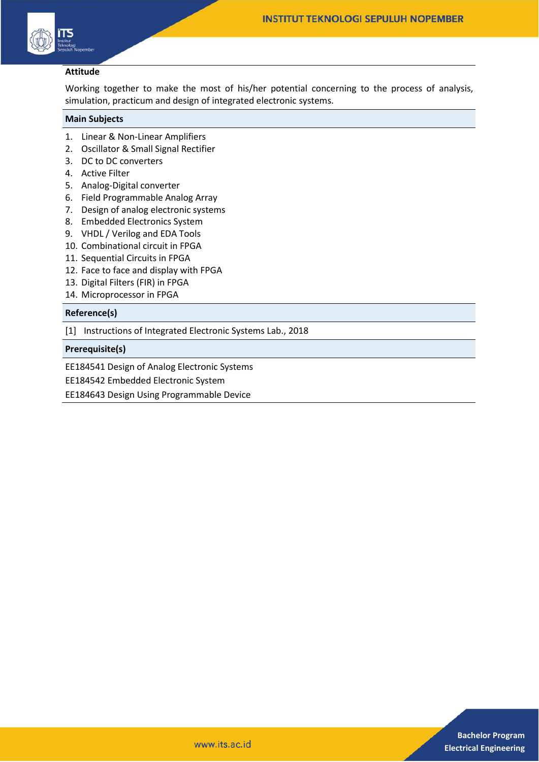**Attitude**

Working together to make the most of his/her potential concerning to the process of analysis, simulation, practicum and design of integrated electronic systems.

**Main Subjects**

1. Linear & Non-Linear Amplifiers
2. Oscillator & Small Signal Rectifier
3. DC to DC converters
4. Active Filter
5. Analog-Digital converter
6. Field Programmable Analog Array
7. Design of analog electronic systems
8. Embedded Electronics System
9. VHDL / Verilog and EDA Tools
10. Combinational circuit in FPGA
11. Sequential Circuits in FPGA
12. Face to face and display with FPGA
13. Digital Filters (FIR) in FPGA
14. Microprocessor in FPGA

**Reference(s)**

[1] Instructions of Integrated Electronic Systems Lab., 2018

**Prerequisite(s)**

EE184541 Design of Analog Electronic Systems
EE184542 Embedded Electronic System
EE184643 Design Using Programmable Device